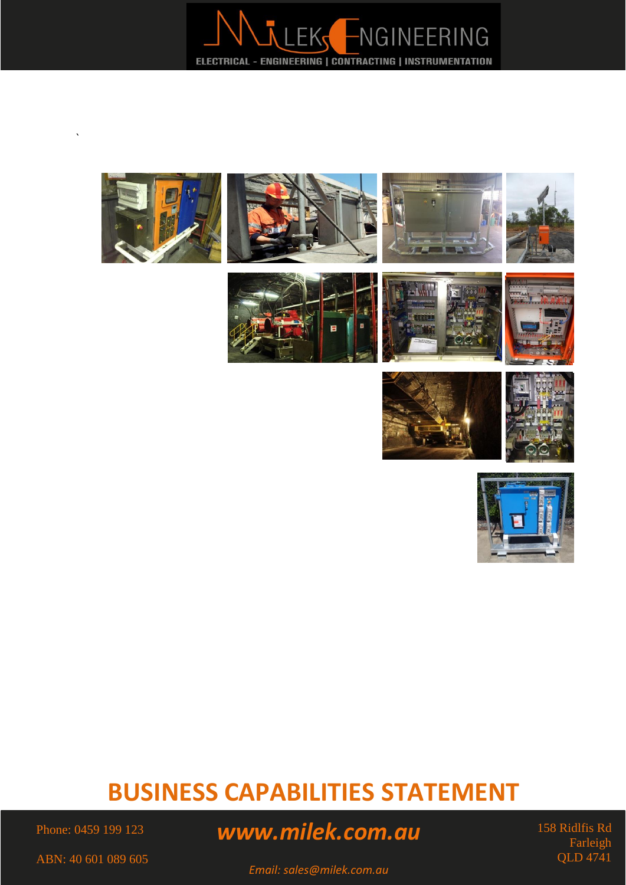MILEK ENGINEERING

ELECTRICAL - ENGINEERING | CONTRACTING | INSTRUMENTATION

# BUSINESS CAPABILITIES STATEMENT

Phone: 0459 199 123

ABN: 40 601 089 605

***www.milek.com.au***

*Email: sales@milek.com.au*

158 Ridlfis Rd
Farleigh
QLD 4741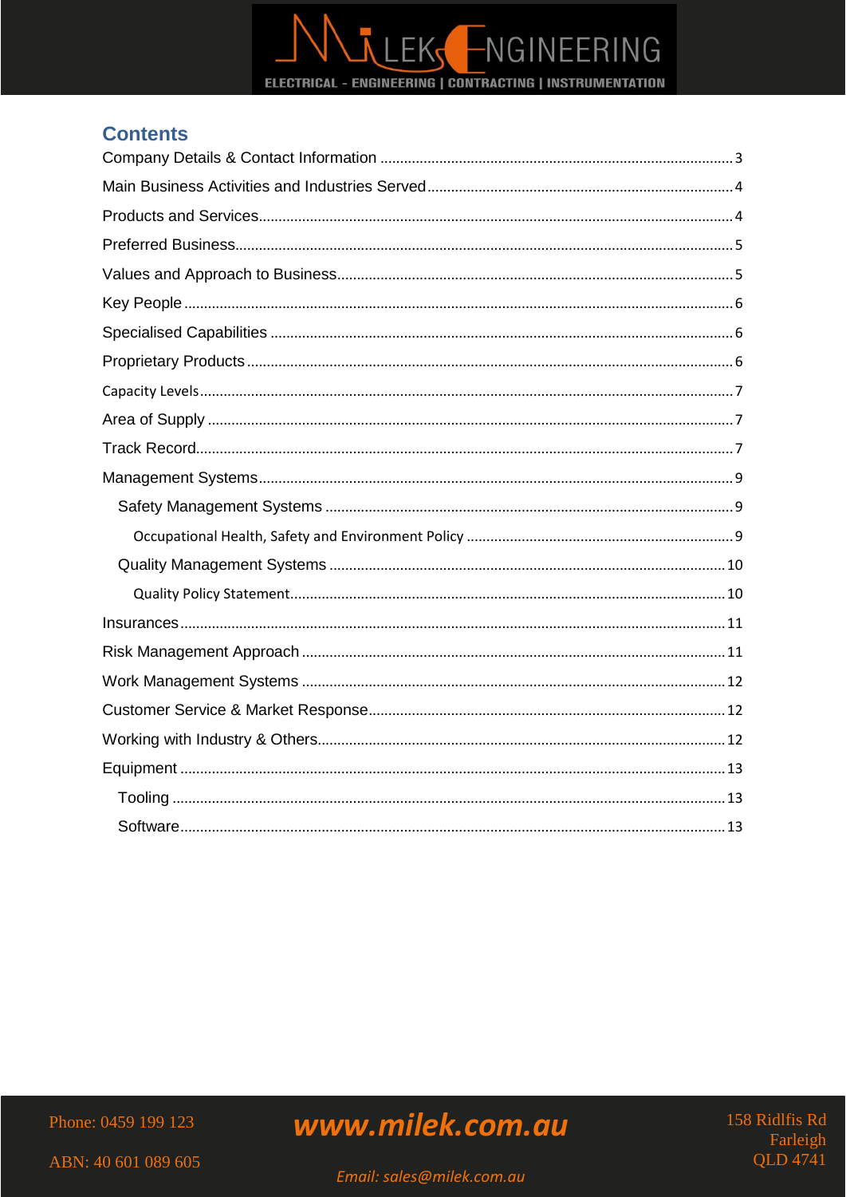## Contents

- Company Details & Contact Information ........ 3
- Main Business Activities and Industries Served ........ 4
- Products and Services ........ 4
- Preferred Business ........ 5
- Values and Approach to Business ........ 5
- Key People ........ 6
- Specialised Capabilities ........ 6
- Proprietary Products ........ 6
- Capacity Levels ........ 7
- Area of Supply ........ 7
- Track Record ........ 7
- Management Systems ........ 9
  - Safety Management Systems ........ 9
    - Occupational Health, Safety and Environment Policy ........ 9
  - Quality Management Systems ........ 10
    - Quality Policy Statement ........ 10
- Insurances ........ 11
- Risk Management Approach ........ 11
- Work Management Systems ........ 12
- Customer Service & Market Response ........ 12
- Working with Industry & Others ........ 12
- Equipment ........ 13
  - Tooling ........ 13
  - Software ........ 13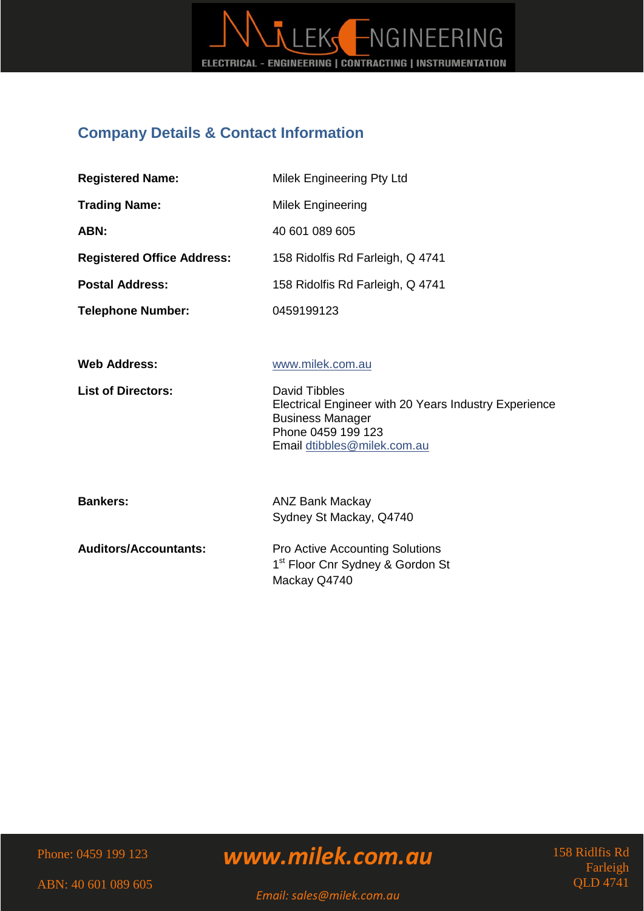## Company Details & Contact Information

| | |
|---|---|
| **Registered Name:** | Milek Engineering Pty Ltd |
| **Trading Name:** | Milek Engineering |
| **ABN:** | 40 601 089 605 |
| **Registered Office Address:** | 158 Ridolfis Rd Farleigh, Q 4741 |
| **Postal Address:** | 158 Ridolfis Rd Farleigh, Q 4741 |
| **Telephone Number:** | 0459199123 |
| **Web Address:** | www.milek.com.au |
| **List of Directors:** | David Tibbles<br>Electrical Engineer with 20 Years Industry Experience<br>Business Manager<br>Phone 0459 199 123<br>Email dtibbles@milek.com.au |
| **Bankers:** | ANZ Bank Mackay<br>Sydney St Mackay, Q4740 |
| **Auditors/Accountants:** | Pro Active Accounting Solutions<br>1st Floor Cnr Sydney & Gordon St<br>Mackay Q4740 |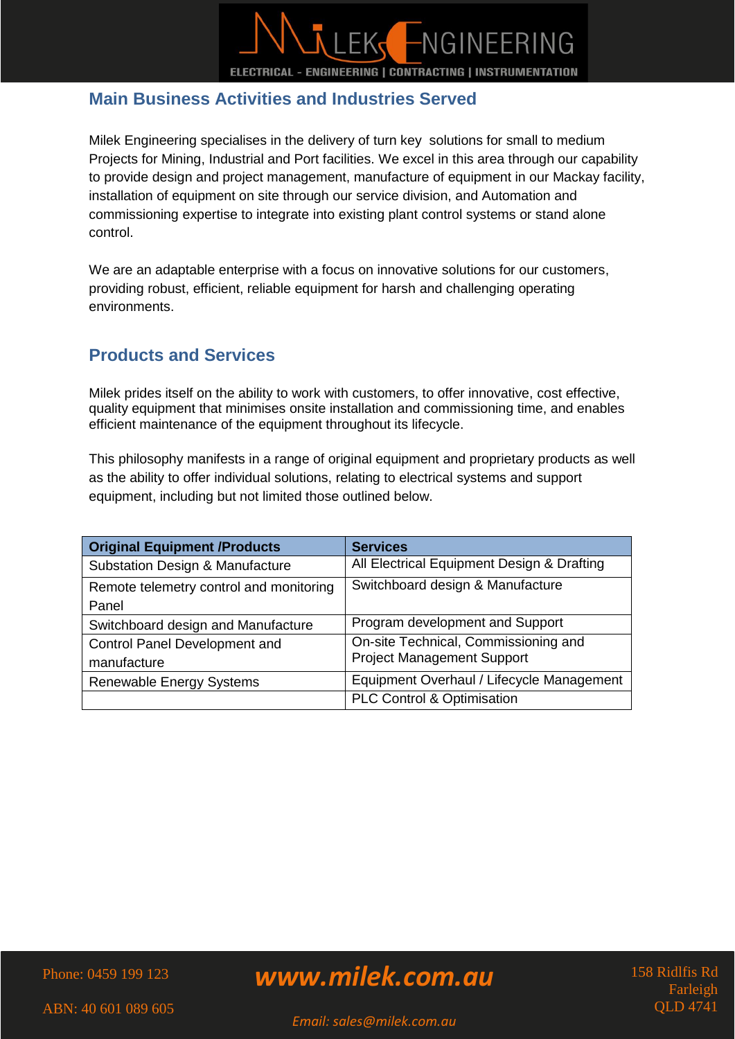## Main Business Activities and Industries Served

Milek Engineering specialises in the delivery of turn key solutions for small to medium Projects for Mining, Industrial and Port facilities. We excel in this area through our capability to provide design and project management, manufacture of equipment in our Mackay facility, installation of equipment on site through our service division, and Automation and commissioning expertise to integrate into existing plant control systems or stand alone control.

We are an adaptable enterprise with a focus on innovative solutions for our customers, providing robust, efficient, reliable equipment for harsh and challenging operating environments.

## Products and Services

Milek prides itself on the ability to work with customers, to offer innovative, cost effective, quality equipment that minimises onsite installation and commissioning time, and enables efficient maintenance of the equipment throughout its lifecycle.

This philosophy manifests in a range of original equipment and proprietary products as well as the ability to offer individual solutions, relating to electrical systems and support equipment, including but not limited those outlined below.

| Original Equipment /Products | Services |
|---|---|
| Substation Design & Manufacture | All Electrical Equipment Design & Drafting |
| Remote telemetry control and monitoring Panel | Switchboard design & Manufacture |
| Switchboard design and Manufacture | Program development and Support |
| Control Panel Development and manufacture | On-site Technical, Commissioning and Project Management Support |
| Renewable Energy Systems | Equipment Overhaul / Lifecycle Management |
| | PLC Control & Optimisation |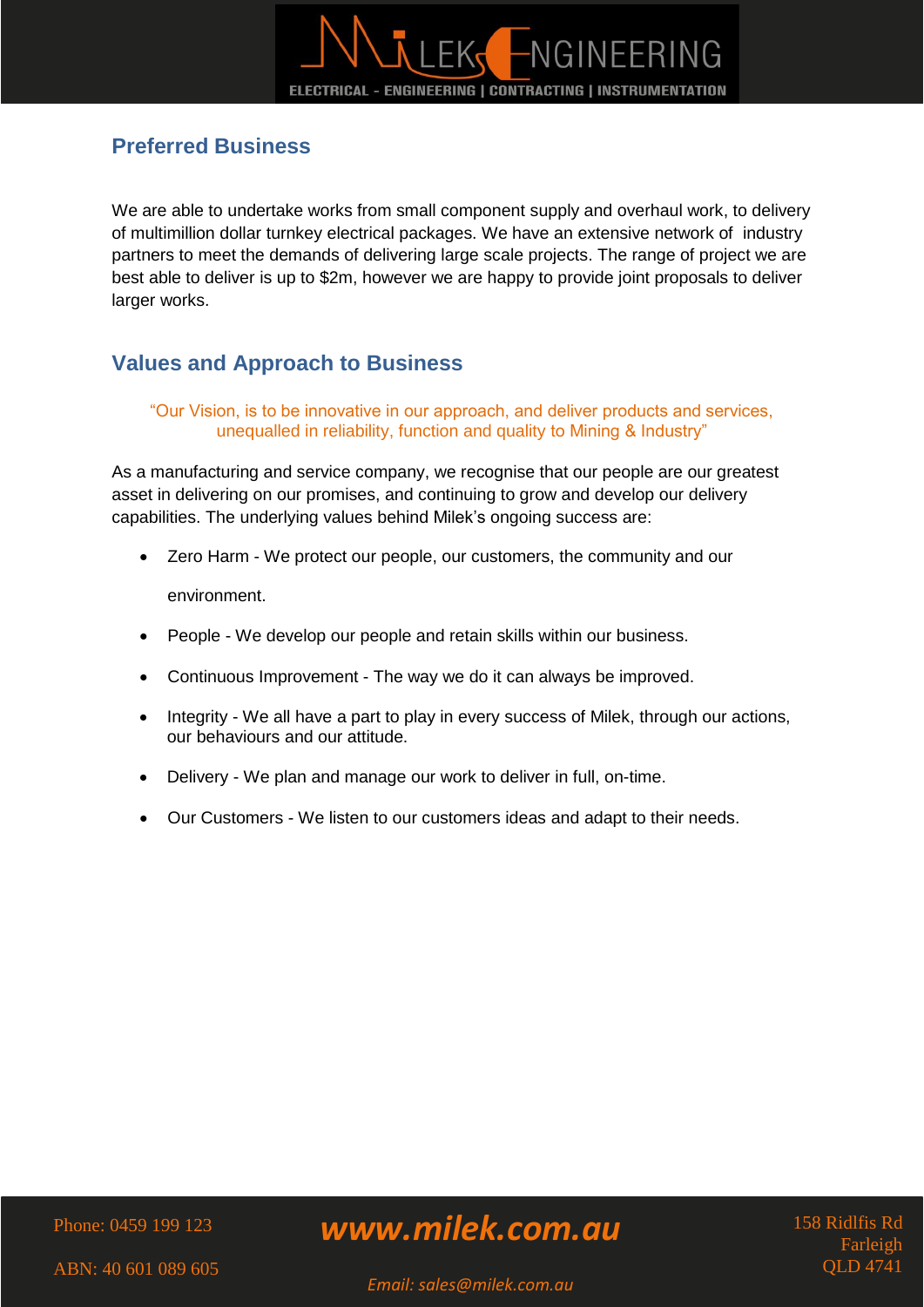## Preferred Business

We are able to undertake works from small component supply and overhaul work, to delivery of multimillion dollar turnkey electrical packages. We have an extensive network of industry partners to meet the demands of delivering large scale projects. The range of project we are best able to deliver is up to $2m, however we are happy to provide joint proposals to deliver larger works.

## Values and Approach to Business

"Our Vision, is to be innovative in our approach, and deliver products and services, unequalled in reliability, function and quality to Mining & Industry"

As a manufacturing and service company, we recognise that our people are our greatest asset in delivering on our promises, and continuing to grow and develop our delivery capabilities. The underlying values behind Milek's ongoing success are:

- Zero Harm - We protect our people, our customers, the community and our environment.
- People - We develop our people and retain skills within our business.
- Continuous Improvement - The way we do it can always be improved.
- Integrity - We all have a part to play in every success of Milek, through our actions, our behaviours and our attitude.
- Delivery - We plan and manage our work to deliver in full, on-time.
- Our Customers - We listen to our customers ideas and adapt to their needs.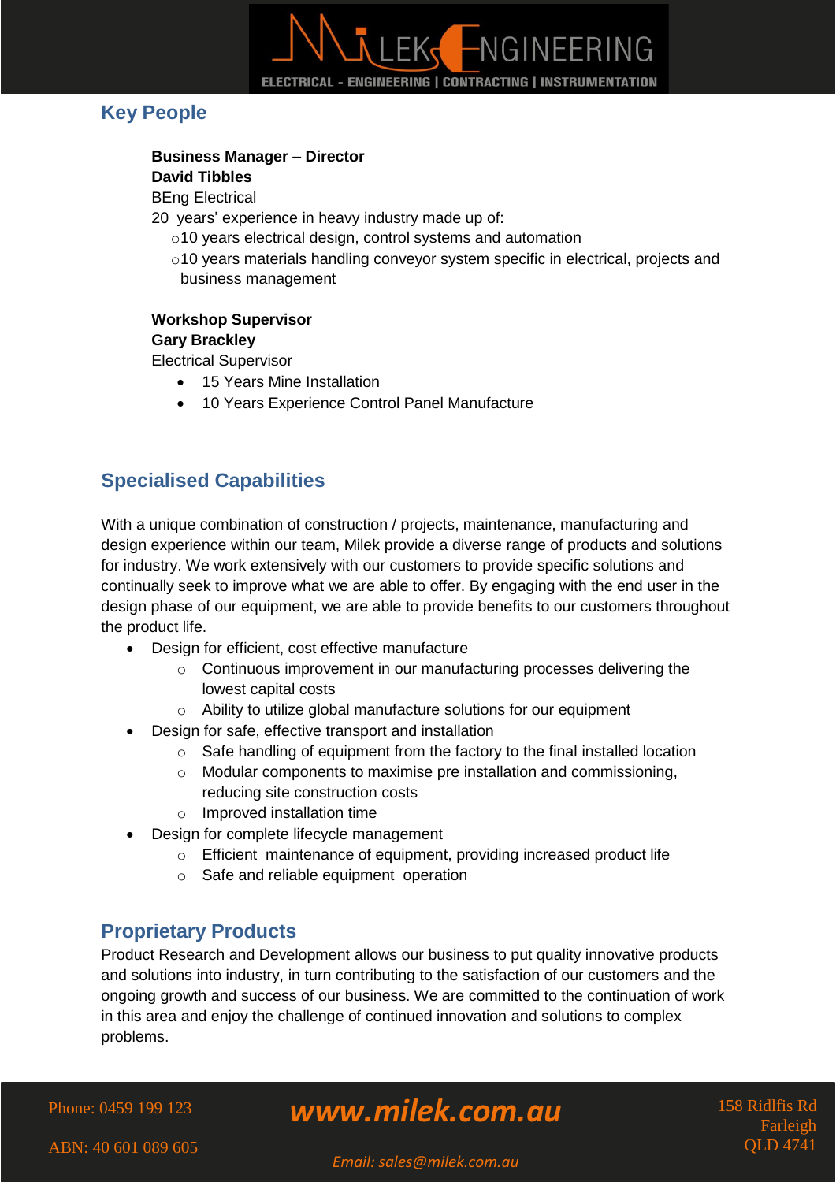## Key People

**Business Manager – Director**
**David Tibbles**
BEng Electrical
20 years' experience in heavy industry made up of:

- 10 years electrical design, control systems and automation
- 10 years materials handling conveyor system specific in electrical, projects and business management

**Workshop Supervisor**
**Gary Brackley**
Electrical Supervisor

- 15 Years Mine Installation
- 10 Years Experience Control Panel Manufacture

## Specialised Capabilities

With a unique combination of construction / projects, maintenance, manufacturing and design experience within our team, Milek provide a diverse range of products and solutions for industry. We work extensively with our customers to provide specific solutions and continually seek to improve what we are able to offer. By engaging with the end user in the design phase of our equipment, we are able to provide benefits to our customers throughout the product life.

- Design for efficient, cost effective manufacture
  - Continuous improvement in our manufacturing processes delivering the lowest capital costs
  - Ability to utilize global manufacture solutions for our equipment
- Design for safe, effective transport and installation
  - Safe handling of equipment from the factory to the final installed location
  - Modular components to maximise pre installation and commissioning, reducing site construction costs
  - Improved installation time
- Design for complete lifecycle management
  - Efficient maintenance of equipment, providing increased product life
  - Safe and reliable equipment operation

## Proprietary Products

Product Research and Development allows our business to put quality innovative products and solutions into industry, in turn contributing to the satisfaction of our customers and the ongoing growth and success of our business. We are committed to the continuation of work in this area and enjoy the challenge of continued innovation and solutions to complex problems.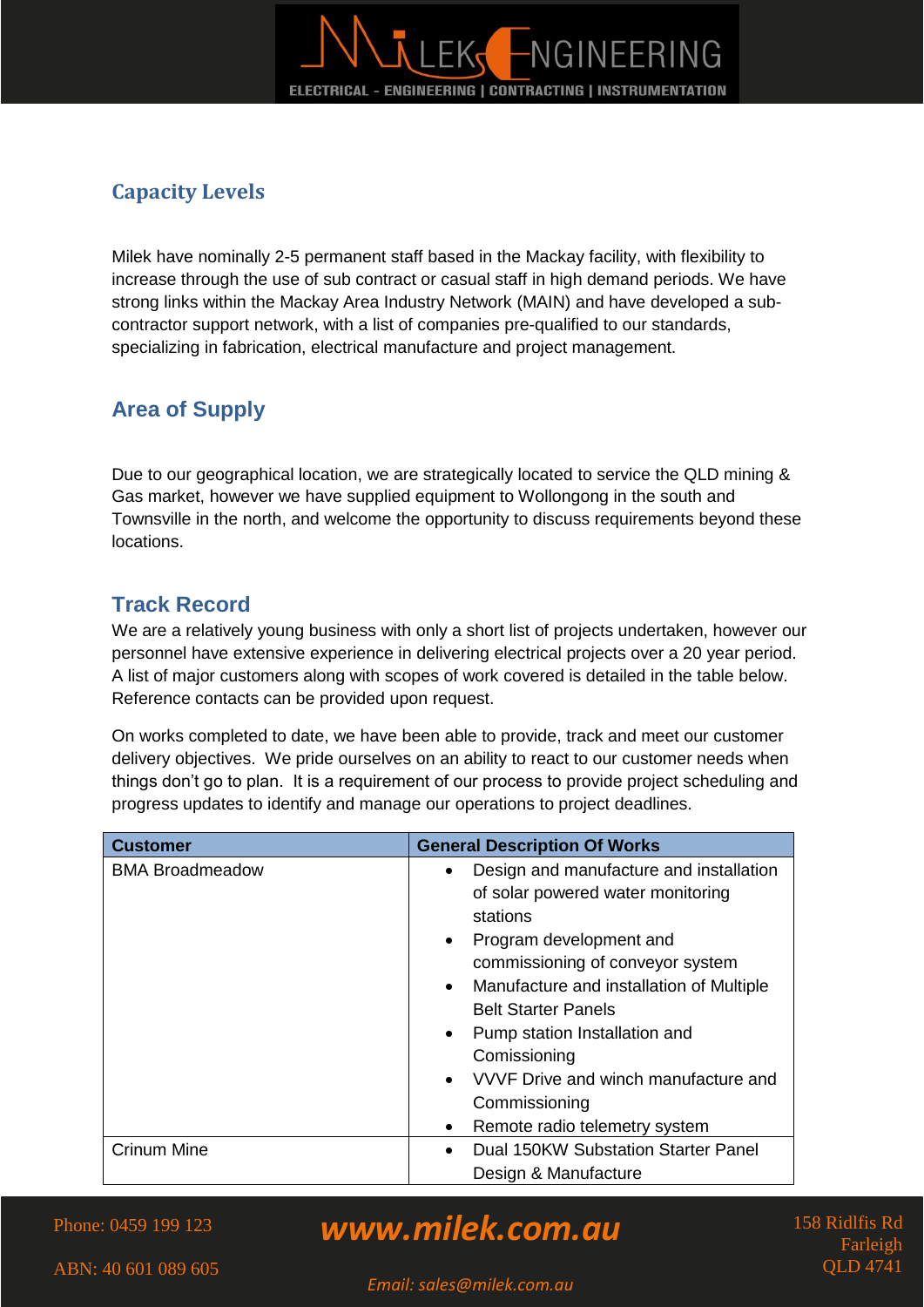## Capacity Levels

Milek have nominally 2-5 permanent staff based in the Mackay facility, with flexibility to increase through the use of sub contract or casual staff in high demand periods. We have strong links within the Mackay Area Industry Network (MAIN) and have developed a sub-contractor support network, with a list of companies pre-qualified to our standards, specializing in fabrication, electrical manufacture and project management.

## Area of Supply

Due to our geographical location, we are strategically located to service the QLD mining & Gas market, however we have supplied equipment to Wollongong in the south and Townsville in the north, and welcome the opportunity to discuss requirements beyond these locations.

## Track Record

We are a relatively young business with only a short list of projects undertaken, however our personnel have extensive experience in delivering electrical projects over a 20 year period. A list of major customers along with scopes of work covered is detailed in the table below. Reference contacts can be provided upon request.

On works completed to date, we have been able to provide, track and meet our customer delivery objectives. We pride ourselves on an ability to react to our customer needs when things don't go to plan. It is a requirement of our process to provide project scheduling and progress updates to identify and manage our operations to project deadlines.

| Customer | General Description Of Works |
|---|---|
| BMA Broadmeadow | • Design and manufacture and installation of solar powered water monitoring stations<br>• Program development and commissioning of conveyor system<br>• Manufacture and installation of Multiple Belt Starter Panels<br>• Pump station Installation and Comissioning<br>• VVVF Drive and winch manufacture and Commissioning<br>• Remote radio telemetry system |
| Crinum Mine | • Dual 150KW Substation Starter Panel Design & Manufacture |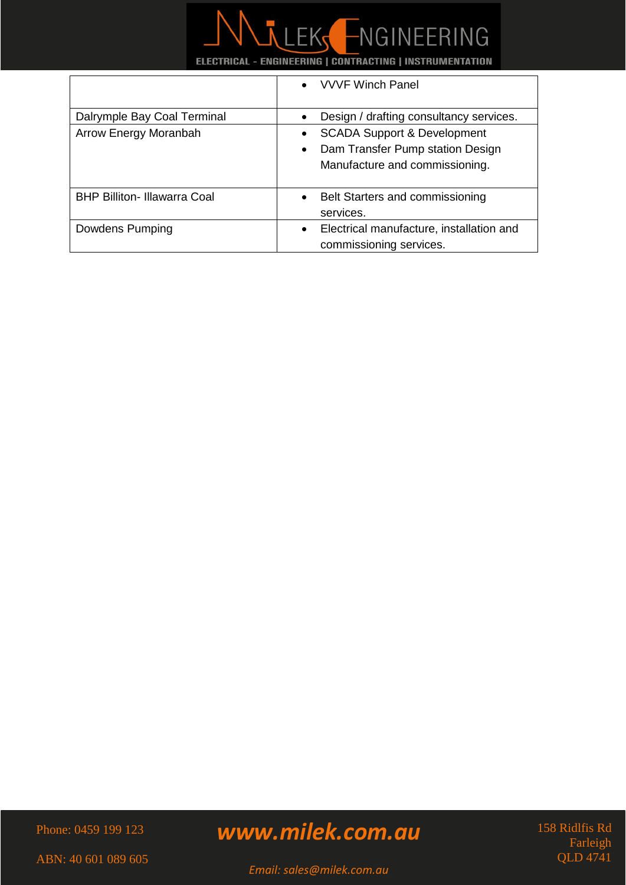| | |
|---|---|
| | • VVVF Winch Panel |
| Dalrymple Bay Coal Terminal | • Design / drafting consultancy services. |
| Arrow Energy Moranbah | • SCADA Support & Development<br>• Dam Transfer Pump station Design Manufacture and commissioning. |
| BHP Billiton- Illawarra Coal | • Belt Starters and commissioning services. |
| Dowdens Pumping | • Electrical manufacture, installation and commissioning services. |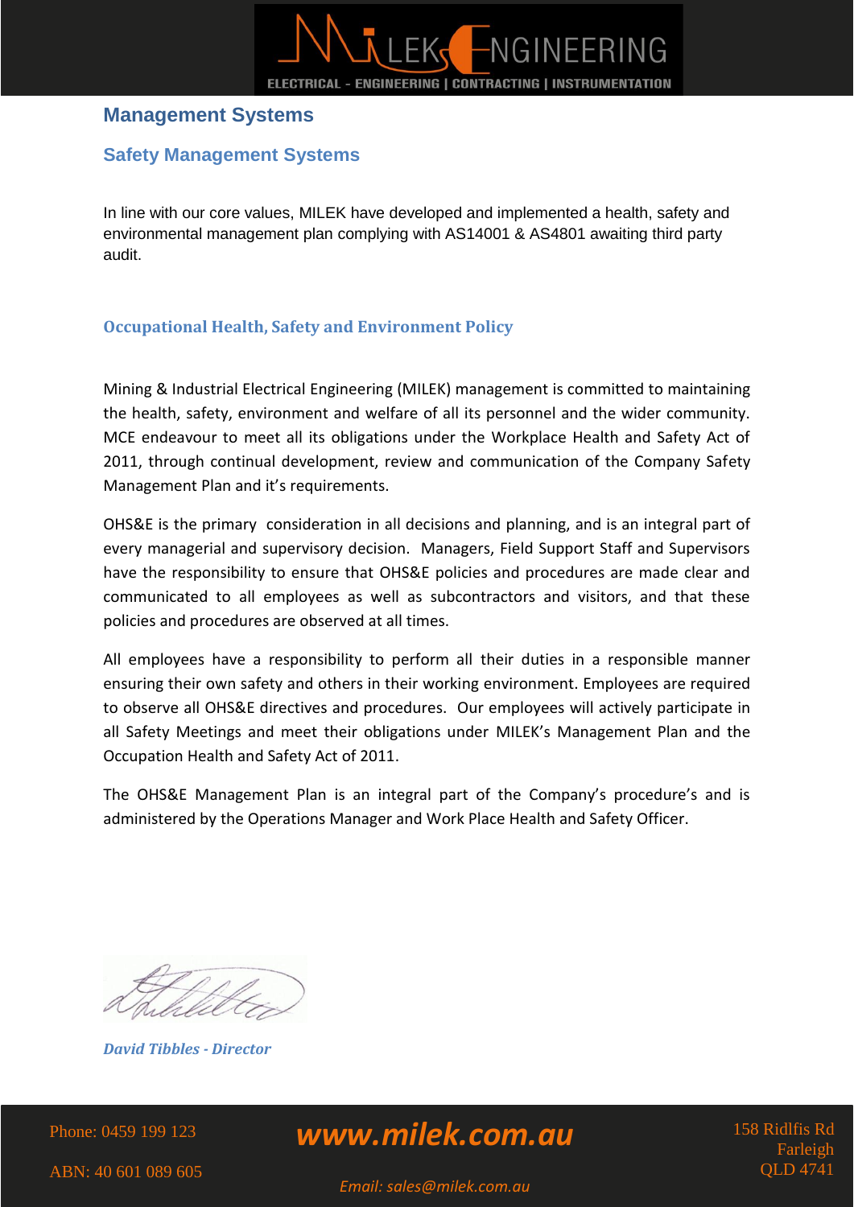# Management Systems

## Safety Management Systems

In line with our core values, MILEK have developed and implemented a health, safety and environmental management plan complying with AS14001 & AS4801 awaiting third party audit.

### Occupational Health, Safety and Environment Policy

Mining & Industrial Electrical Engineering (MILEK) management is committed to maintaining the health, safety, environment and welfare of all its personnel and the wider community. MCE endeavour to meet all its obligations under the Workplace Health and Safety Act of 2011, through continual development, review and communication of the Company Safety Management Plan and it's requirements.

OHS&E is the primary consideration in all decisions and planning, and is an integral part of every managerial and supervisory decision. Managers, Field Support Staff and Supervisors have the responsibility to ensure that OHS&E policies and procedures are made clear and communicated to all employees as well as subcontractors and visitors, and that these policies and procedures are observed at all times.

All employees have a responsibility to perform all their duties in a responsible manner ensuring their own safety and others in their working environment. Employees are required to observe all OHS&E directives and procedures. Our employees will actively participate in all Safety Meetings and meet their obligations under MILEK's Management Plan and the Occupation Health and Safety Act of 2011.

The OHS&E Management Plan is an integral part of the Company's procedure's and is administered by the Operations Manager and Work Place Health and Safety Officer.

***David Tibbles - Director***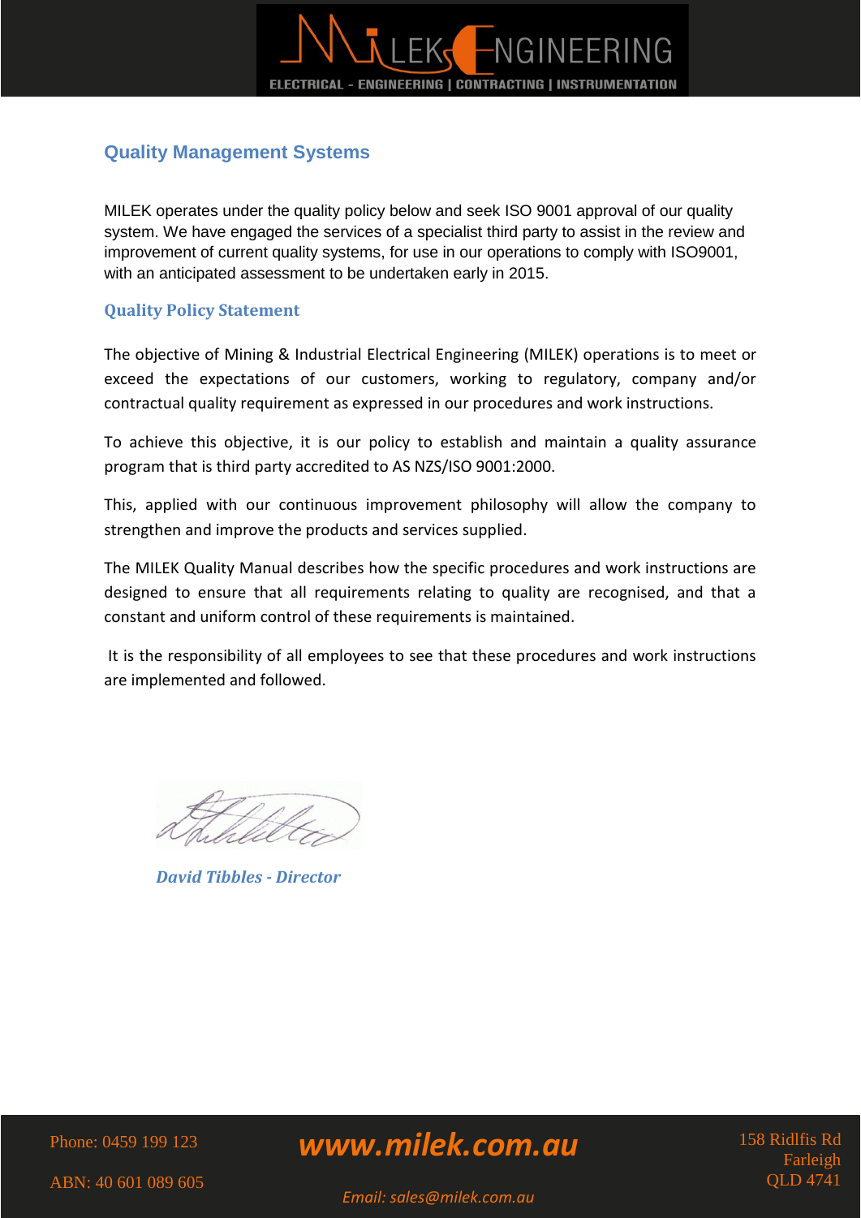## Quality Management Systems

MILEK operates under the quality policy below and seek ISO 9001 approval of our quality system. We have engaged the services of a specialist third party to assist in the review and improvement of current quality systems, for use in our operations to comply with ISO9001, with an anticipated assessment to be undertaken early in 2015.

### Quality Policy Statement

The objective of Mining & Industrial Electrical Engineering (MILEK) operations is to meet or exceed the expectations of our customers, working to regulatory, company and/or contractual quality requirement as expressed in our procedures and work instructions.

To achieve this objective, it is our policy to establish and maintain a quality assurance program that is third party accredited to AS NZS/ISO 9001:2000.

This, applied with our continuous improvement philosophy will allow the company to strengthen and improve the products and services supplied.

The MILEK Quality Manual describes how the specific procedures and work instructions are designed to ensure that all requirements relating to quality are recognised, and that a constant and uniform control of these requirements is maintained.

It is the responsibility of all employees to see that these procedures and work instructions are implemented and followed.

***David Tibbles - Director***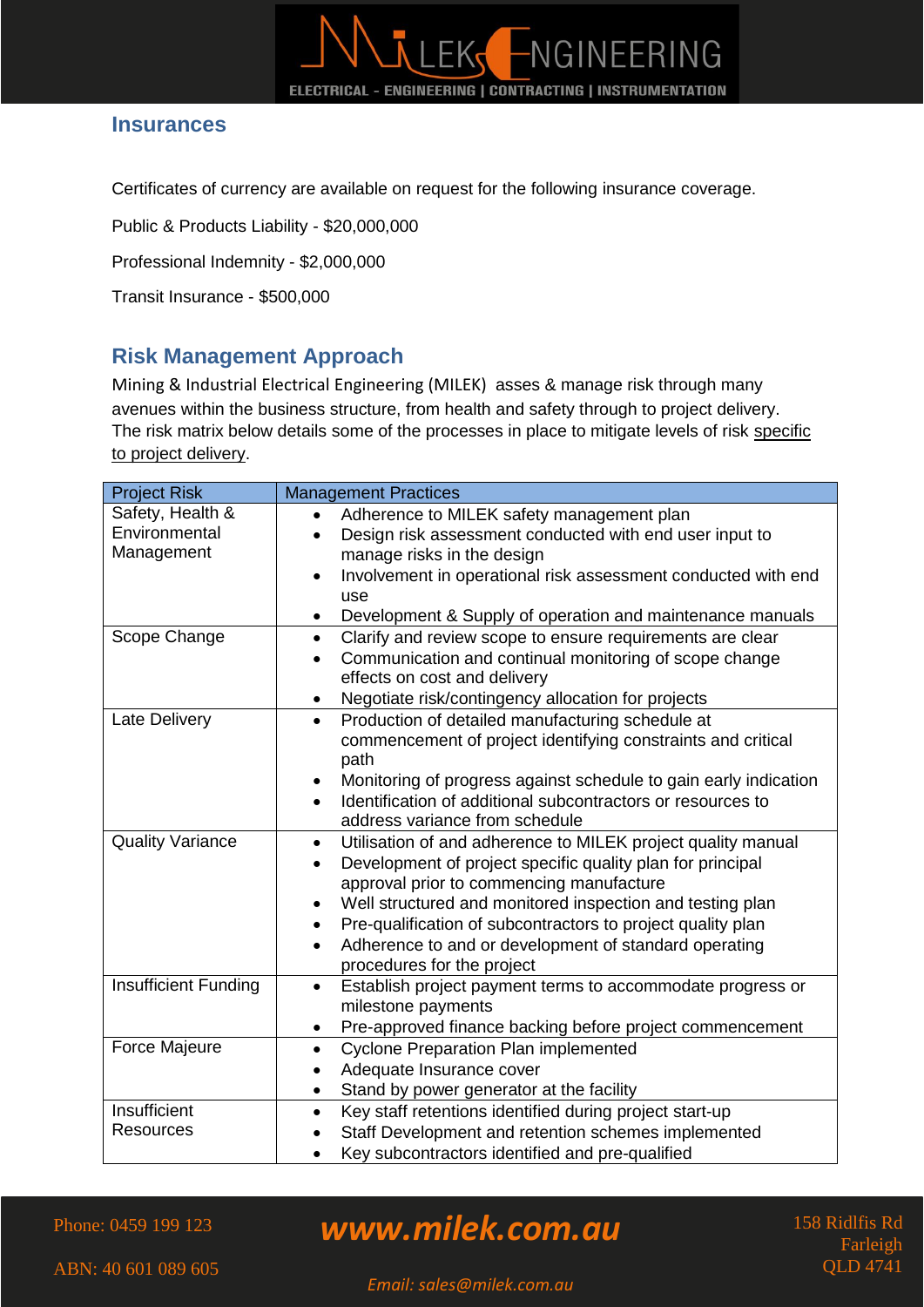## Insurances

Certificates of currency are available on request for the following insurance coverage.

Public & Products Liability - $20,000,000

Professional Indemnity - $2,000,000

Transit Insurance - $500,000

## Risk Management Approach

Mining & Industrial Electrical Engineering (MILEK) asses & manage risk through many avenues within the business structure, from health and safety through to project delivery. The risk matrix below details some of the processes in place to mitigate levels of risk specific to project delivery.

| Project Risk | Management Practices |
|---|---|
| Safety, Health & Environmental Management | • Adherence to MILEK safety management plan<br>• Design risk assessment conducted with end user input to manage risks in the design<br>• Involvement in operational risk assessment conducted with end use<br>• Development & Supply of operation and maintenance manuals |
| Scope Change | • Clarify and review scope to ensure requirements are clear<br>• Communication and continual monitoring of scope change effects on cost and delivery<br>• Negotiate risk/contingency allocation for projects |
| Late Delivery | • Production of detailed manufacturing schedule at commencement of project identifying constraints and critical path<br>• Monitoring of progress against schedule to gain early indication<br>• Identification of additional subcontractors or resources to address variance from schedule |
| Quality Variance | • Utilisation of and adherence to MILEK project quality manual<br>• Development of project specific quality plan for principal approval prior to commencing manufacture<br>• Well structured and monitored inspection and testing plan<br>• Pre-qualification of subcontractors to project quality plan<br>• Adherence to and or development of standard operating procedures for the project |
| Insufficient Funding | • Establish project payment terms to accommodate progress or milestone payments<br>• Pre-approved finance backing before project commencement |
| Force Majeure | • Cyclone Preparation Plan implemented<br>• Adequate Insurance cover<br>• Stand by power generator at the facility |
| Insufficient Resources | • Key staff retentions identified during project start-up<br>• Staff Development and retention schemes implemented<br>• Key subcontractors identified and pre-qualified |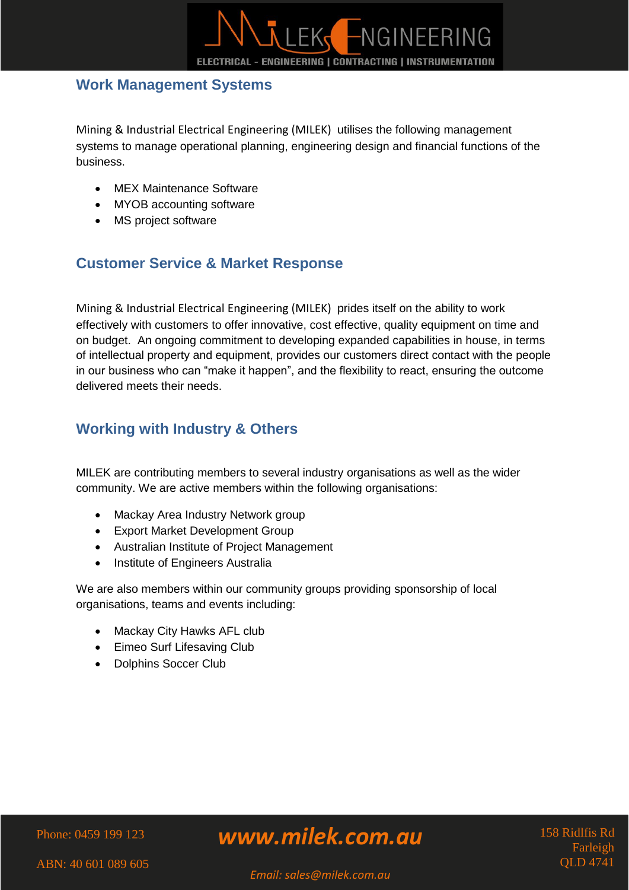## Work Management Systems

Mining & Industrial Electrical Engineering (MILEK) utilises the following management systems to manage operational planning, engineering design and financial functions of the business.

- MEX Maintenance Software
- MYOB accounting software
- MS project software

## Customer Service & Market Response

Mining & Industrial Electrical Engineering (MILEK) prides itself on the ability to work effectively with customers to offer innovative, cost effective, quality equipment on time and on budget. An ongoing commitment to developing expanded capabilities in house, in terms of intellectual property and equipment, provides our customers direct contact with the people in our business who can "make it happen", and the flexibility to react, ensuring the outcome delivered meets their needs.

## Working with Industry & Others

MILEK are contributing members to several industry organisations as well as the wider community. We are active members within the following organisations:

- Mackay Area Industry Network group
- Export Market Development Group
- Australian Institute of Project Management
- Institute of Engineers Australia

We are also members within our community groups providing sponsorship of local organisations, teams and events including:

- Mackay City Hawks AFL club
- Eimeo Surf Lifesaving Club
- Dolphins Soccer Club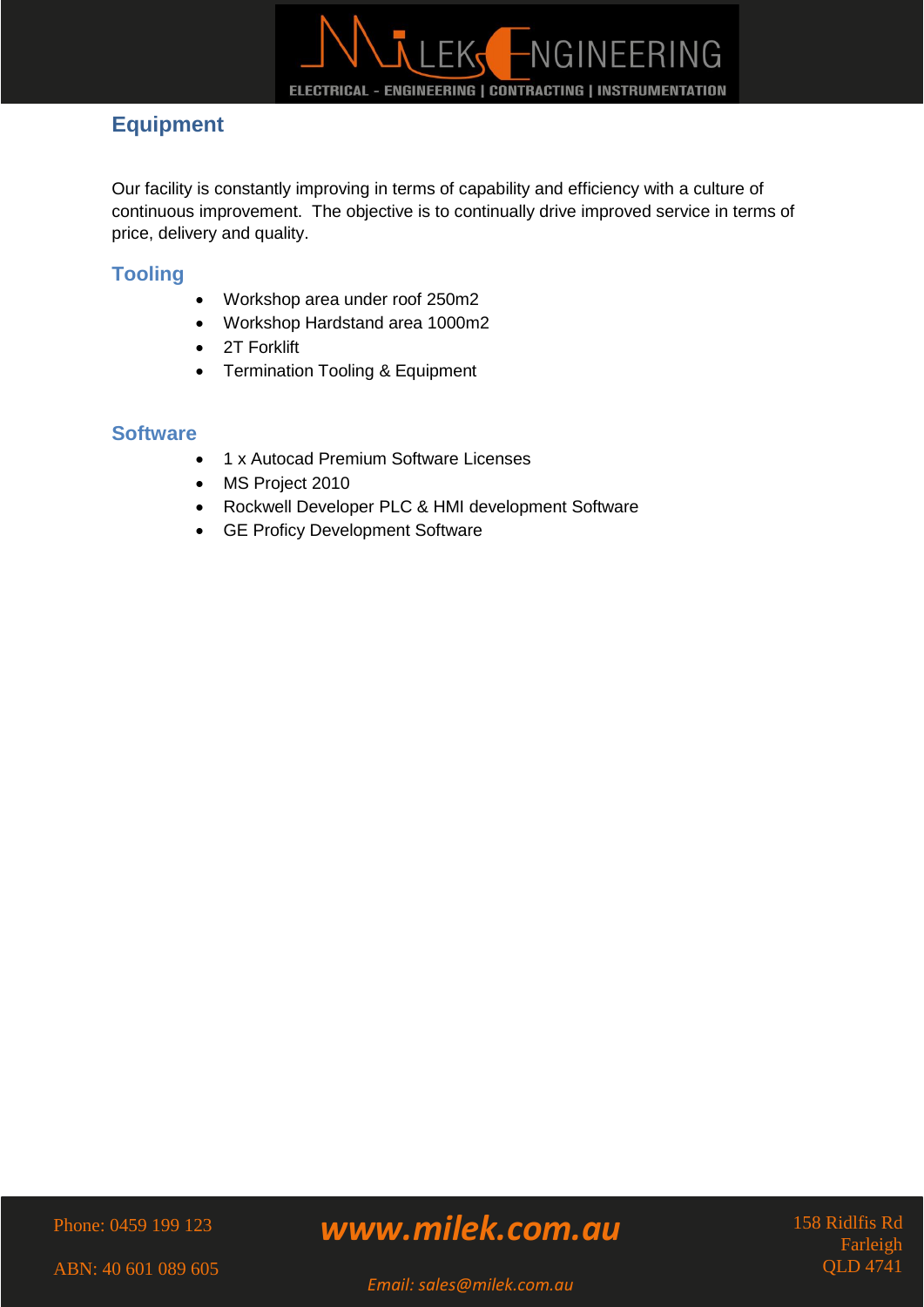## Equipment

Our facility is constantly improving in terms of capability and efficiency with a culture of continuous improvement. The objective is to continually drive improved service in terms of price, delivery and quality.

### Tooling

- Workshop area under roof 250m2
- Workshop Hardstand area 1000m2
- 2T Forklift
- Termination Tooling & Equipment

### Software

- 1 x Autocad Premium Software Licenses
- MS Project 2010
- Rockwell Developer PLC & HMI development Software
- GE Proficy Development Software